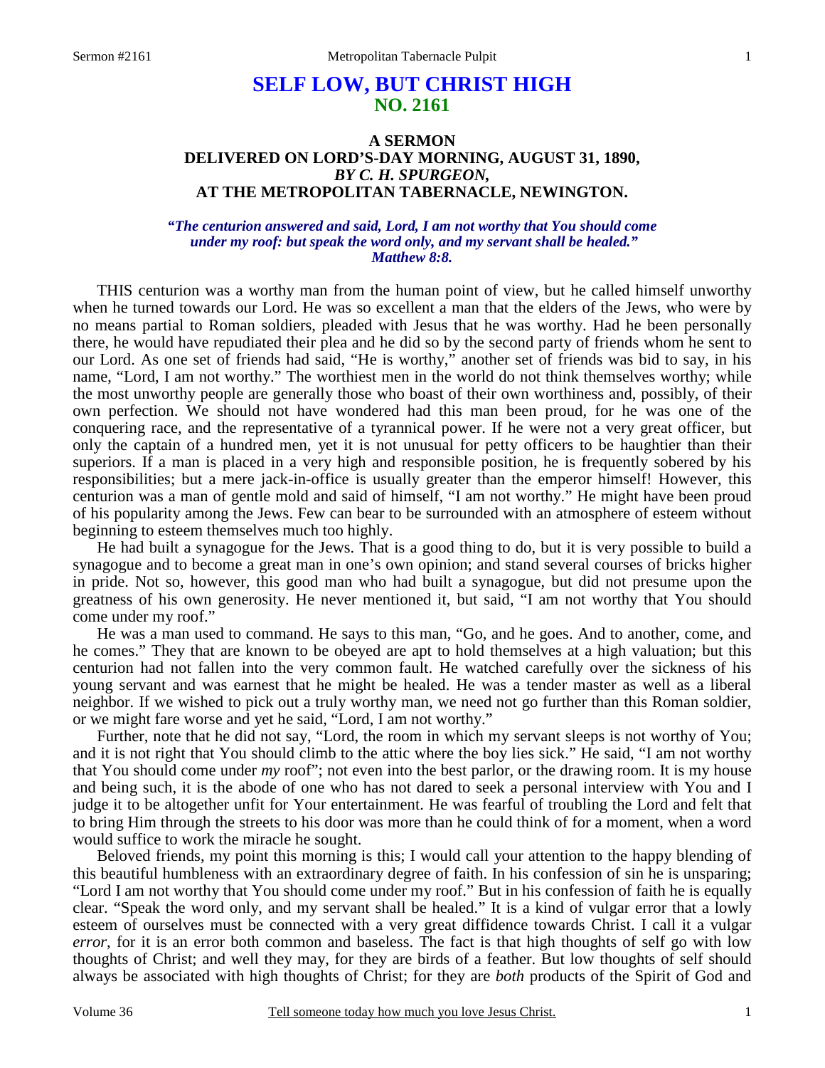# SELF LOW, BUT CHRIST HIGH
## NO. 2161

### A SERMON
### DELIVERED ON LORD'S-DAY MORNING, AUGUST 31, 1890,
### *BY C. H. SPURGEON,*
### AT THE METROPOLITAN TABERNACLE, NEWINGTON.

*"The centurion answered and said, Lord, I am not worthy that You should come under my roof: but speak the word only, and my servant shall be healed." Matthew 8:8.*

THIS centurion was a worthy man from the human point of view, but he called himself unworthy when he turned towards our Lord. He was so excellent a man that the elders of the Jews, who were by no means partial to Roman soldiers, pleaded with Jesus that he was worthy. Had he been personally there, he would have repudiated their plea and he did so by the second party of friends whom he sent to our Lord. As one set of friends had said, "He is worthy," another set of friends was bid to say, in his name, "Lord, I am not worthy." The worthiest men in the world do not think themselves worthy; while the most unworthy people are generally those who boast of their own worthiness and, possibly, of their own perfection. We should not have wondered had this man been proud, for he was one of the conquering race, and the representative of a tyrannical power. If he were not a very great officer, but only the captain of a hundred men, yet it is not unusual for petty officers to be haughtier than their superiors. If a man is placed in a very high and responsible position, he is frequently sobered by his responsibilities; but a mere jack-in-office is usually greater than the emperor himself! However, this centurion was a man of gentle mold and said of himself, "I am not worthy." He might have been proud of his popularity among the Jews. Few can bear to be surrounded with an atmosphere of esteem without beginning to esteem themselves much too highly.

He had built a synagogue for the Jews. That is a good thing to do, but it is very possible to build a synagogue and to become a great man in one's own opinion; and stand several courses of bricks higher in pride. Not so, however, this good man who had built a synagogue, but did not presume upon the greatness of his own generosity. He never mentioned it, but said, "I am not worthy that You should come under my roof."

He was a man used to command. He says to this man, "Go, and he goes. And to another, come, and he comes." They that are known to be obeyed are apt to hold themselves at a high valuation; but this centurion had not fallen into the very common fault. He watched carefully over the sickness of his young servant and was earnest that he might be healed. He was a tender master as well as a liberal neighbor. If we wished to pick out a truly worthy man, we need not go further than this Roman soldier, or we might fare worse and yet he said, "Lord, I am not worthy."

Further, note that he did not say, "Lord, the room in which my servant sleeps is not worthy of You; and it is not right that You should climb to the attic where the boy lies sick." He said, "I am not worthy that You should come under *my* roof"; not even into the best parlor, or the drawing room. It is my house and being such, it is the abode of one who has not dared to seek a personal interview with You and I judge it to be altogether unfit for Your entertainment. He was fearful of troubling the Lord and felt that to bring Him through the streets to his door was more than he could think of for a moment, when a word would suffice to work the miracle he sought.

Beloved friends, my point this morning is this; I would call your attention to the happy blending of this beautiful humbleness with an extraordinary degree of faith. In his confession of sin he is unsparing; "Lord I am not worthy that You should come under my roof." But in his confession of faith he is equally clear. "Speak the word only, and my servant shall be healed." It is a kind of vulgar error that a lowly esteem of ourselves must be connected with a very great diffidence towards Christ. I call it a vulgar *error*, for it is an error both common and baseless. The fact is that high thoughts of self go with low thoughts of Christ; and well they may, for they are birds of a feather. But low thoughts of self should always be associated with high thoughts of Christ; for they are *both* products of the Spirit of God and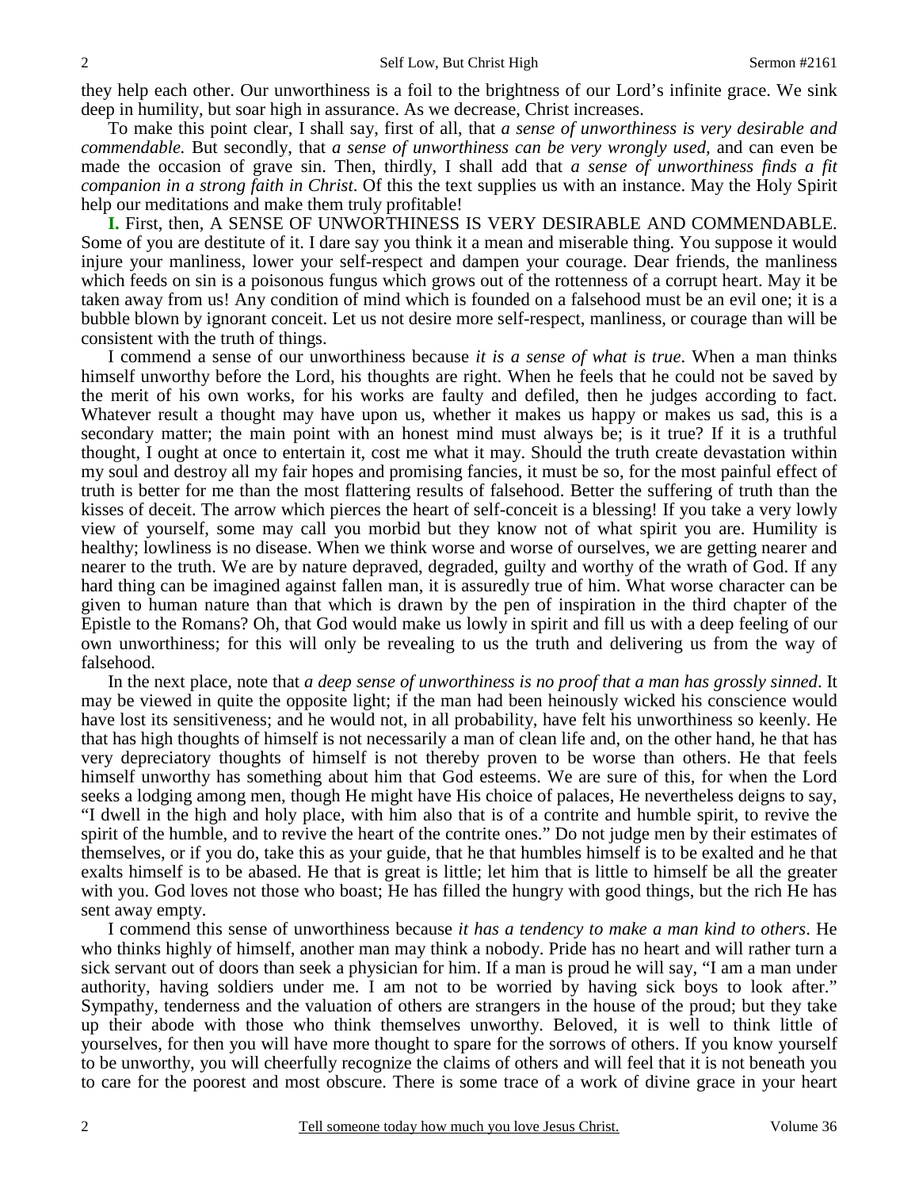they help each other. Our unworthiness is a foil to the brightness of our Lord's infinite grace. We sink deep in humility, but soar high in assurance. As we decrease, Christ increases.

To make this point clear, I shall say, first of all, that *a sense of unworthiness is very desirable and commendable.* But secondly, that *a sense of unworthiness can be very wrongly used*, and can even be made the occasion of grave sin. Then, thirdly, I shall add that *a sense of unworthiness finds a fit companion in a strong faith in Christ*. Of this the text supplies us with an instance. May the Holy Spirit help our meditations and make them truly profitable!

**I.** First, then, A SENSE OF UNWORTHINESS IS VERY DESIRABLE AND COMMENDABLE. Some of you are destitute of it. I dare say you think it a mean and miserable thing. You suppose it would injure your manliness, lower your self-respect and dampen your courage. Dear friends, the manliness which feeds on sin is a poisonous fungus which grows out of the rottenness of a corrupt heart. May it be taken away from us! Any condition of mind which is founded on a falsehood must be an evil one; it is a bubble blown by ignorant conceit. Let us not desire more self-respect, manliness, or courage than will be consistent with the truth of things.

I commend a sense of our unworthiness because *it is a sense of what is true*. When a man thinks himself unworthy before the Lord, his thoughts are right. When he feels that he could not be saved by the merit of his own works, for his works are faulty and defiled, then he judges according to fact. Whatever result a thought may have upon us, whether it makes us happy or makes us sad, this is a secondary matter; the main point with an honest mind must always be; is it true? If it is a truthful thought, I ought at once to entertain it, cost me what it may. Should the truth create devastation within my soul and destroy all my fair hopes and promising fancies, it must be so, for the most painful effect of truth is better for me than the most flattering results of falsehood. Better the suffering of truth than the kisses of deceit. The arrow which pierces the heart of self-conceit is a blessing! If you take a very lowly view of yourself, some may call you morbid but they know not of what spirit you are. Humility is healthy; lowliness is no disease. When we think worse and worse of ourselves, we are getting nearer and nearer to the truth. We are by nature depraved, degraded, guilty and worthy of the wrath of God. If any hard thing can be imagined against fallen man, it is assuredly true of him. What worse character can be given to human nature than that which is drawn by the pen of inspiration in the third chapter of the Epistle to the Romans? Oh, that God would make us lowly in spirit and fill us with a deep feeling of our own unworthiness; for this will only be revealing to us the truth and delivering us from the way of falsehood.

In the next place, note that *a deep sense of unworthiness is no proof that a man has grossly sinned*. It may be viewed in quite the opposite light; if the man had been heinously wicked his conscience would have lost its sensitiveness; and he would not, in all probability, have felt his unworthiness so keenly. He that has high thoughts of himself is not necessarily a man of clean life and, on the other hand, he that has very depreciatory thoughts of himself is not thereby proven to be worse than others. He that feels himself unworthy has something about him that God esteems. We are sure of this, for when the Lord seeks a lodging among men, though He might have His choice of palaces, He nevertheless deigns to say, "I dwell in the high and holy place, with him also that is of a contrite and humble spirit, to revive the spirit of the humble, and to revive the heart of the contrite ones." Do not judge men by their estimates of themselves, or if you do, take this as your guide, that he that humbles himself is to be exalted and he that exalts himself is to be abased. He that is great is little; let him that is little to himself be all the greater with you. God loves not those who boast; He has filled the hungry with good things, but the rich He has sent away empty.

I commend this sense of unworthiness because *it has a tendency to make a man kind to others*. He who thinks highly of himself, another man may think a nobody. Pride has no heart and will rather turn a sick servant out of doors than seek a physician for him. If a man is proud he will say, "I am a man under authority, having soldiers under me. I am not to be worried by having sick boys to look after." Sympathy, tenderness and the valuation of others are strangers in the house of the proud; but they take up their abode with those who think themselves unworthy. Beloved, it is well to think little of yourselves, for then you will have more thought to spare for the sorrows of others. If you know yourself to be unworthy, you will cheerfully recognize the claims of others and will feel that it is not beneath you to care for the poorest and most obscure. There is some trace of a work of divine grace in your heart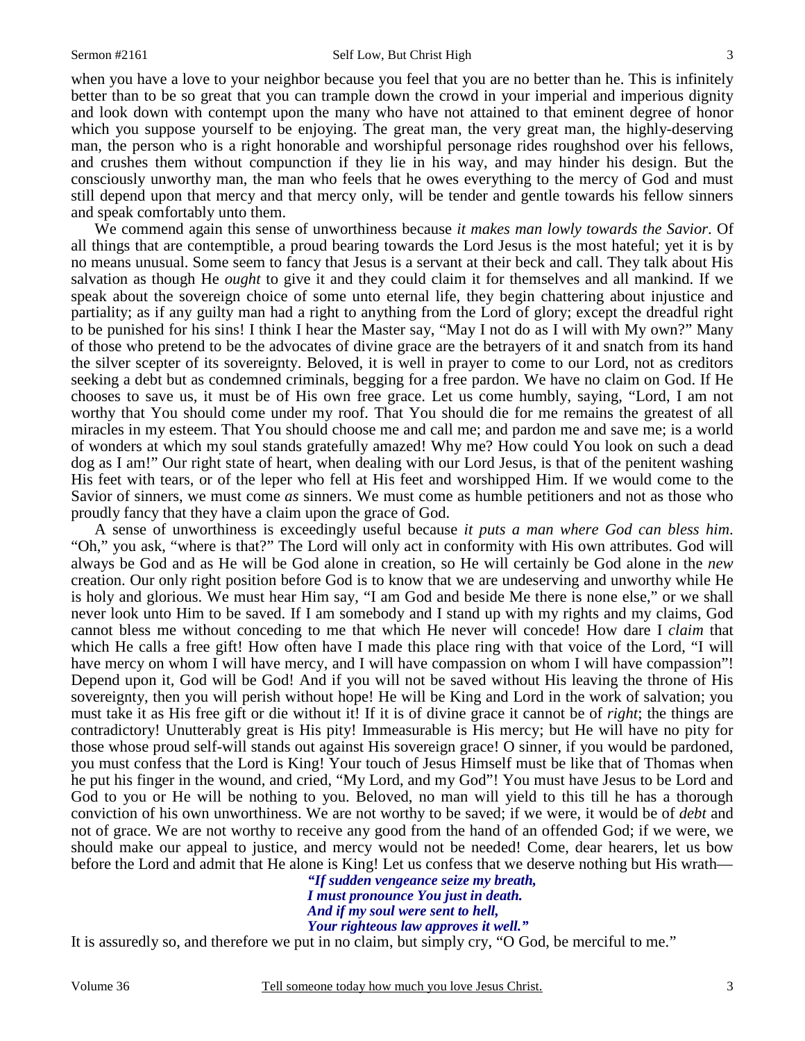when you have a love to your neighbor because you feel that you are no better than he. This is infinitely better than to be so great that you can trample down the crowd in your imperial and imperious dignity and look down with contempt upon the many who have not attained to that eminent degree of honor which you suppose yourself to be enjoying. The great man, the very great man, the highly-deserving man, the person who is a right honorable and worshipful personage rides roughshod over his fellows, and crushes them without compunction if they lie in his way, and may hinder his design. But the consciously unworthy man, the man who feels that he owes everything to the mercy of God and must still depend upon that mercy and that mercy only, will be tender and gentle towards his fellow sinners and speak comfortably unto them.

We commend again this sense of unworthiness because *it makes man lowly towards the Savior*. Of all things that are contemptible, a proud bearing towards the Lord Jesus is the most hateful; yet it is by no means unusual. Some seem to fancy that Jesus is a servant at their beck and call. They talk about His salvation as though He *ought* to give it and they could claim it for themselves and all mankind. If we speak about the sovereign choice of some unto eternal life, they begin chattering about injustice and partiality; as if any guilty man had a right to anything from the Lord of glory; except the dreadful right to be punished for his sins! I think I hear the Master say, "May I not do as I will with My own?" Many of those who pretend to be the advocates of divine grace are the betrayers of it and snatch from its hand the silver scepter of its sovereignty. Beloved, it is well in prayer to come to our Lord, not as creditors seeking a debt but as condemned criminals, begging for a free pardon. We have no claim on God. If He chooses to save us, it must be of His own free grace. Let us come humbly, saying, "Lord, I am not worthy that You should come under my roof. That You should die for me remains the greatest of all miracles in my esteem. That You should choose me and call me; and pardon me and save me; is a world of wonders at which my soul stands gratefully amazed! Why me? How could You look on such a dead dog as I am!" Our right state of heart, when dealing with our Lord Jesus, is that of the penitent washing His feet with tears, or of the leper who fell at His feet and worshipped Him. If we would come to the Savior of sinners, we must come *as* sinners. We must come as humble petitioners and not as those who proudly fancy that they have a claim upon the grace of God.

A sense of unworthiness is exceedingly useful because *it puts a man where God can bless him*. "Oh," you ask, "where is that?" The Lord will only act in conformity with His own attributes. God will always be God and as He will be God alone in creation, so He will certainly be God alone in the *new* creation. Our only right position before God is to know that we are undeserving and unworthy while He is holy and glorious. We must hear Him say, "I am God and beside Me there is none else," or we shall never look unto Him to be saved. If I am somebody and I stand up with my rights and my claims, God cannot bless me without conceding to me that which He never will concede! How dare I *claim* that which He calls a free gift! How often have I made this place ring with that voice of the Lord, "I will have mercy on whom I will have mercy, and I will have compassion on whom I will have compassion"! Depend upon it, God will be God! And if you will not be saved without His leaving the throne of His sovereignty, then you will perish without hope! He will be King and Lord in the work of salvation; you must take it as His free gift or die without it! If it is of divine grace it cannot be of *right*; the things are contradictory! Unutterably great is His pity! Immeasurable is His mercy; but He will have no pity for those whose proud self-will stands out against His sovereign grace! O sinner, if you would be pardoned, you must confess that the Lord is King! Your touch of Jesus Himself must be like that of Thomas when he put his finger in the wound, and cried, "My Lord, and my God"! You must have Jesus to be Lord and God to you or He will be nothing to you. Beloved, no man will yield to this till he has a thorough conviction of his own unworthiness. We are not worthy to be saved; if we were, it would be of *debt* and not of grace. We are not worthy to receive any good from the hand of an offended God; if we were, we should make our appeal to justice, and mercy would not be needed! Come, dear hearers, let us bow before the Lord and admit that He alone is King! Let us confess that we deserve nothing but His wrath—

> ***"If sudden vengeance seize my breath,***
> ***I must pronounce You just in death.***
> ***And if my soul were sent to hell,***
> ***Your righteous law approves it well."***

It is assuredly so, and therefore we put in no claim, but simply cry, "O God, be merciful to me."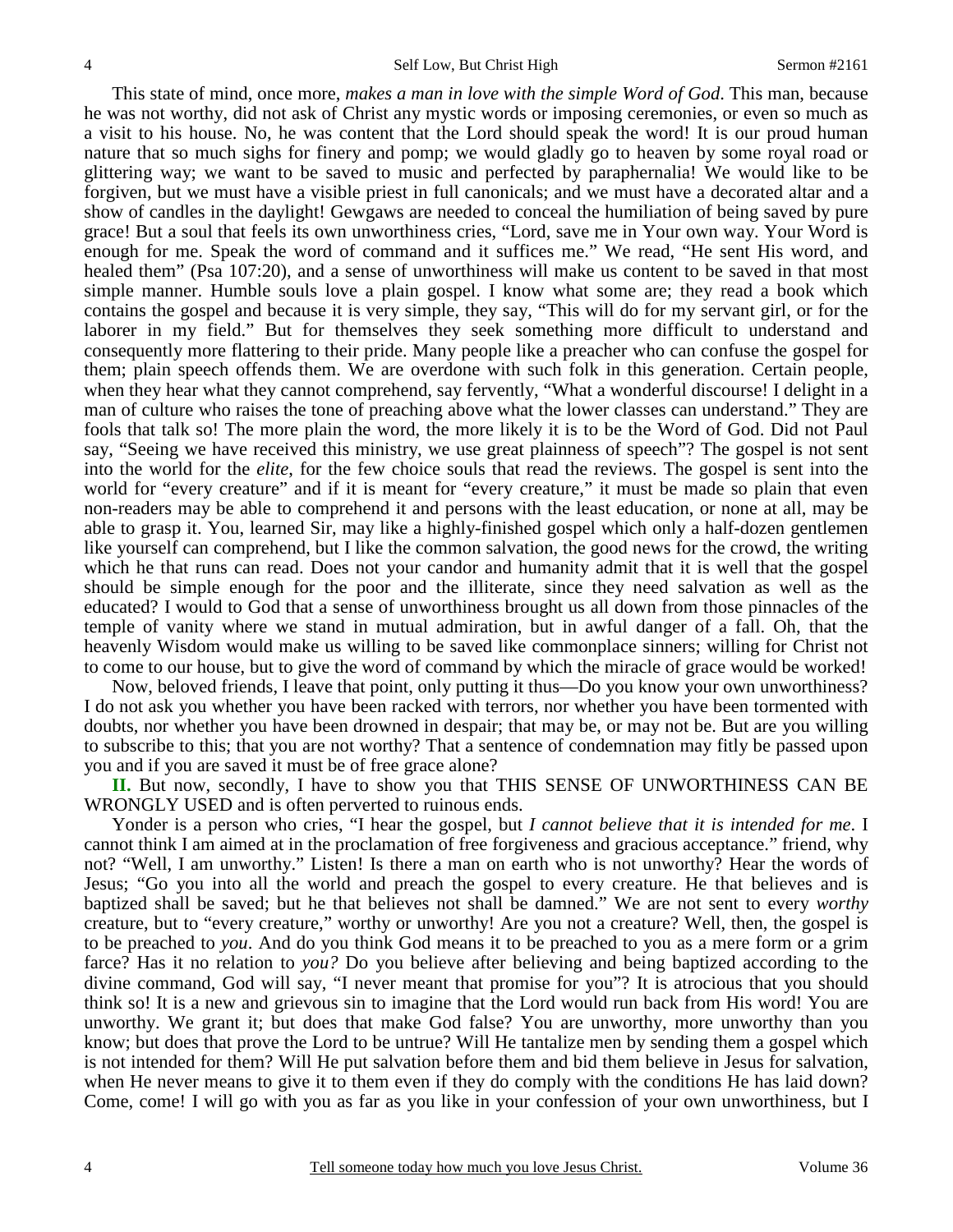This state of mind, once more, *makes a man in love with the simple Word of God*. This man, because he was not worthy, did not ask of Christ any mystic words or imposing ceremonies, or even so much as a visit to his house. No, he was content that the Lord should speak the word! It is our proud human nature that so much sighs for finery and pomp; we would gladly go to heaven by some royal road or glittering way; we want to be saved to music and perfected by paraphernalia! We would like to be forgiven, but we must have a visible priest in full canonicals; and we must have a decorated altar and a show of candles in the daylight! Gewgaws are needed to conceal the humiliation of being saved by pure grace! But a soul that feels its own unworthiness cries, "Lord, save me in Your own way. Your Word is enough for me. Speak the word of command and it suffices me." We read, "He sent His word, and healed them" (Psa 107:20), and a sense of unworthiness will make us content to be saved in that most simple manner. Humble souls love a plain gospel. I know what some are; they read a book which contains the gospel and because it is very simple, they say, "This will do for my servant girl, or for the laborer in my field." But for themselves they seek something more difficult to understand and consequently more flattering to their pride. Many people like a preacher who can confuse the gospel for them; plain speech offends them. We are overdone with such folk in this generation. Certain people, when they hear what they cannot comprehend, say fervently, "What a wonderful discourse! I delight in a man of culture who raises the tone of preaching above what the lower classes can understand." They are fools that talk so! The more plain the word, the more likely it is to be the Word of God. Did not Paul say, "Seeing we have received this ministry, we use great plainness of speech"? The gospel is not sent into the world for the *elite*, for the few choice souls that read the reviews. The gospel is sent into the world for "every creature" and if it is meant for "every creature," it must be made so plain that even non-readers may be able to comprehend it and persons with the least education, or none at all, may be able to grasp it. You, learned Sir, may like a highly-finished gospel which only a half-dozen gentlemen like yourself can comprehend, but I like the common salvation, the good news for the crowd, the writing which he that runs can read. Does not your candor and humanity admit that it is well that the gospel should be simple enough for the poor and the illiterate, since they need salvation as well as the educated? I would to God that a sense of unworthiness brought us all down from those pinnacles of the temple of vanity where we stand in mutual admiration, but in awful danger of a fall. Oh, that the heavenly Wisdom would make us willing to be saved like commonplace sinners; willing for Christ not to come to our house, but to give the word of command by which the miracle of grace would be worked!

Now, beloved friends, I leave that point, only putting it thus—Do you know your own unworthiness? I do not ask you whether you have been racked with terrors, nor whether you have been tormented with doubts, nor whether you have been drowned in despair; that may be, or may not be. But are you willing to subscribe to this; that you are not worthy? That a sentence of condemnation may fitly be passed upon you and if you are saved it must be of free grace alone?

**II.** But now, secondly, I have to show you that THIS SENSE OF UNWORTHINESS CAN BE WRONGLY USED and is often perverted to ruinous ends.

Yonder is a person who cries, "I hear the gospel, but *I cannot believe that it is intended for me*. I cannot think I am aimed at in the proclamation of free forgiveness and gracious acceptance." friend, why not? "Well, I am unworthy." Listen! Is there a man on earth who is not unworthy? Hear the words of Jesus; "Go you into all the world and preach the gospel to every creature. He that believes and is baptized shall be saved; but he that believes not shall be damned." We are not sent to every *worthy* creature, but to "every creature," worthy or unworthy! Are you not a creature? Well, then, the gospel is to be preached to *you*. And do you think God means it to be preached to you as a mere form or a grim farce? Has it no relation to *you?* Do you believe after believing and being baptized according to the divine command, God will say, "I never meant that promise for you"? It is atrocious that you should think so! It is a new and grievous sin to imagine that the Lord would run back from His word! You are unworthy. We grant it; but does that make God false? You are unworthy, more unworthy than you know; but does that prove the Lord to be untrue? Will He tantalize men by sending them a gospel which is not intended for them? Will He put salvation before them and bid them believe in Jesus for salvation, when He never means to give it to them even if they do comply with the conditions He has laid down? Come, come! I will go with you as far as you like in your confession of your own unworthiness, but I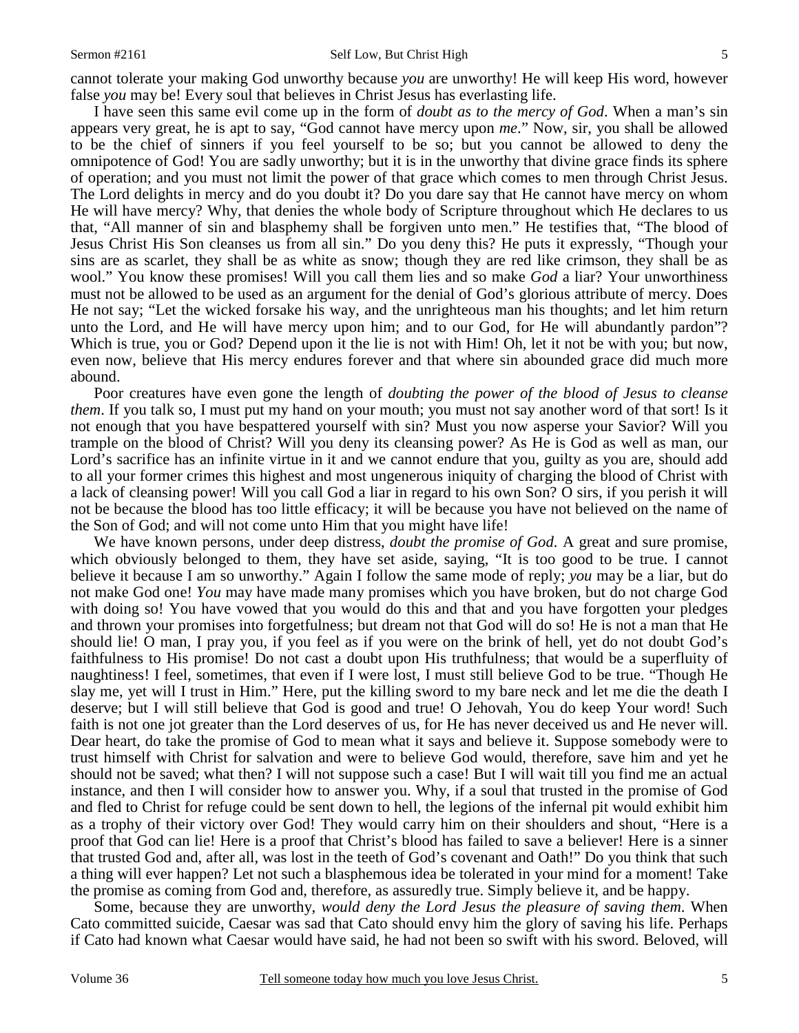cannot tolerate your making God unworthy because *you* are unworthy! He will keep His word, however false *you* may be! Every soul that believes in Christ Jesus has everlasting life.

I have seen this same evil come up in the form of *doubt as to the mercy of God*. When a man's sin appears very great, he is apt to say, "God cannot have mercy upon *me*." Now, sir, you shall be allowed to be the chief of sinners if you feel yourself to be so; but you cannot be allowed to deny the omnipotence of God! You are sadly unworthy; but it is in the unworthy that divine grace finds its sphere of operation; and you must not limit the power of that grace which comes to men through Christ Jesus. The Lord delights in mercy and do you doubt it? Do you dare say that He cannot have mercy on whom He will have mercy? Why, that denies the whole body of Scripture throughout which He declares to us that, "All manner of sin and blasphemy shall be forgiven unto men." He testifies that, "The blood of Jesus Christ His Son cleanses us from all sin." Do you deny this? He puts it expressly, "Though your sins are as scarlet, they shall be as white as snow; though they are red like crimson, they shall be as wool." You know these promises! Will you call them lies and so make *God* a liar? Your unworthiness must not be allowed to be used as an argument for the denial of God's glorious attribute of mercy. Does He not say; "Let the wicked forsake his way, and the unrighteous man his thoughts; and let him return unto the Lord, and He will have mercy upon him; and to our God, for He will abundantly pardon"? Which is true, you or God? Depend upon it the lie is not with Him! Oh, let it not be with you; but now, even now, believe that His mercy endures forever and that where sin abounded grace did much more abound.

Poor creatures have even gone the length of *doubting the power of the blood of Jesus to cleanse them*. If you talk so, I must put my hand on your mouth; you must not say another word of that sort! Is it not enough that you have bespattered yourself with sin? Must you now asperse your Savior? Will you trample on the blood of Christ? Will you deny its cleansing power? As He is God as well as man, our Lord's sacrifice has an infinite virtue in it and we cannot endure that you, guilty as you are, should add to all your former crimes this highest and most ungenerous iniquity of charging the blood of Christ with a lack of cleansing power! Will you call God a liar in regard to his own Son? O sirs, if you perish it will not be because the blood has too little efficacy; it will be because you have not believed on the name of the Son of God; and will not come unto Him that you might have life!

We have known persons, under deep distress, *doubt the promise of God*. A great and sure promise, which obviously belonged to them, they have set aside, saying, "It is too good to be true. I cannot believe it because I am so unworthy." Again I follow the same mode of reply; *you* may be a liar, but do not make God one! *You* may have made many promises which you have broken, but do not charge God with doing so! You have vowed that you would do this and that and you have forgotten your pledges and thrown your promises into forgetfulness; but dream not that God will do so! He is not a man that He should lie! O man, I pray you, if you feel as if you were on the brink of hell, yet do not doubt God's faithfulness to His promise! Do not cast a doubt upon His truthfulness; that would be a superfluity of naughtiness! I feel, sometimes, that even if I were lost, I must still believe God to be true. "Though He slay me, yet will I trust in Him." Here, put the killing sword to my bare neck and let me die the death I deserve; but I will still believe that God is good and true! O Jehovah, You do keep Your word! Such faith is not one jot greater than the Lord deserves of us, for He has never deceived us and He never will. Dear heart, do take the promise of God to mean what it says and believe it. Suppose somebody were to trust himself with Christ for salvation and were to believe God would, therefore, save him and yet he should not be saved; what then? I will not suppose such a case! But I will wait till you find me an actual instance, and then I will consider how to answer you. Why, if a soul that trusted in the promise of God and fled to Christ for refuge could be sent down to hell, the legions of the infernal pit would exhibit him as a trophy of their victory over God! They would carry him on their shoulders and shout, "Here is a proof that God can lie! Here is a proof that Christ's blood has failed to save a believer! Here is a sinner that trusted God and, after all, was lost in the teeth of God's covenant and Oath!" Do you think that such a thing will ever happen? Let not such a blasphemous idea be tolerated in your mind for a moment! Take the promise as coming from God and, therefore, as assuredly true. Simply believe it, and be happy.

Some, because they are unworthy, *would deny the Lord Jesus the pleasure of saving them*. When Cato committed suicide, Caesar was sad that Cato should envy him the glory of saving his life. Perhaps if Cato had known what Caesar would have said, he had not been so swift with his sword. Beloved, will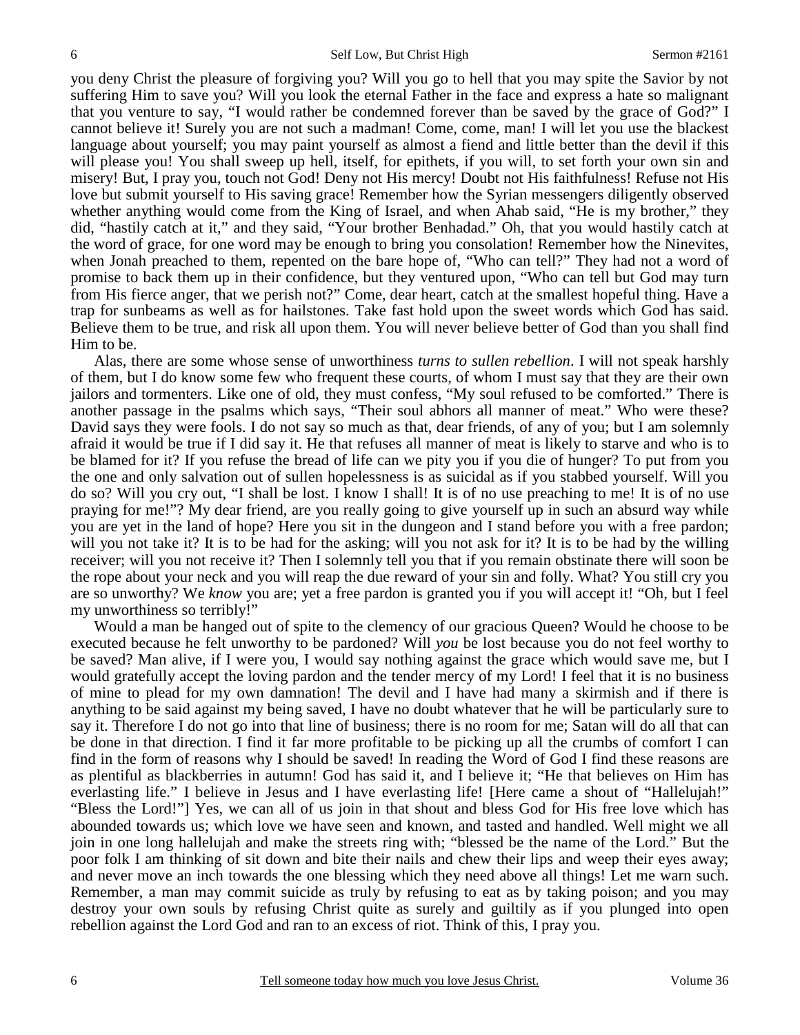you deny Christ the pleasure of forgiving you? Will you go to hell that you may spite the Savior by not suffering Him to save you? Will you look the eternal Father in the face and express a hate so malignant that you venture to say, "I would rather be condemned forever than be saved by the grace of God?" I cannot believe it! Surely you are not such a madman! Come, come, man! I will let you use the blackest language about yourself; you may paint yourself as almost a fiend and little better than the devil if this will please you! You shall sweep up hell, itself, for epithets, if you will, to set forth your own sin and misery! But, I pray you, touch not God! Deny not His mercy! Doubt not His faithfulness! Refuse not His love but submit yourself to His saving grace! Remember how the Syrian messengers diligently observed whether anything would come from the King of Israel, and when Ahab said, "He is my brother," they did, "hastily catch at it," and they said, "Your brother Benhadad." Oh, that you would hastily catch at the word of grace, for one word may be enough to bring you consolation! Remember how the Ninevites, when Jonah preached to them, repented on the bare hope of, "Who can tell?" They had not a word of promise to back them up in their confidence, but they ventured upon, "Who can tell but God may turn from His fierce anger, that we perish not?" Come, dear heart, catch at the smallest hopeful thing. Have a trap for sunbeams as well as for hailstones. Take fast hold upon the sweet words which God has said. Believe them to be true, and risk all upon them. You will never believe better of God than you shall find Him to be.

Alas, there are some whose sense of unworthiness *turns to sullen rebellion*. I will not speak harshly of them, but I do know some few who frequent these courts, of whom I must say that they are their own jailors and tormenters. Like one of old, they must confess, "My soul refused to be comforted." There is another passage in the psalms which says, "Their soul abhors all manner of meat." Who were these? David says they were fools. I do not say so much as that, dear friends, of any of you; but I am solemnly afraid it would be true if I did say it. He that refuses all manner of meat is likely to starve and who is to be blamed for it? If you refuse the bread of life can we pity you if you die of hunger? To put from you the one and only salvation out of sullen hopelessness is as suicidal as if you stabbed yourself. Will you do so? Will you cry out, "I shall be lost. I know I shall! It is of no use preaching to me! It is of no use praying for me!"? My dear friend, are you really going to give yourself up in such an absurd way while you are yet in the land of hope? Here you sit in the dungeon and I stand before you with a free pardon; will you not take it? It is to be had for the asking; will you not ask for it? It is to be had by the willing receiver; will you not receive it? Then I solemnly tell you that if you remain obstinate there will soon be the rope about your neck and you will reap the due reward of your sin and folly. What? You still cry you are so unworthy? We *know* you are; yet a free pardon is granted you if you will accept it! "Oh, but I feel my unworthiness so terribly!"

Would a man be hanged out of spite to the clemency of our gracious Queen? Would he choose to be executed because he felt unworthy to be pardoned? Will *you* be lost because you do not feel worthy to be saved? Man alive, if I were you, I would say nothing against the grace which would save me, but I would gratefully accept the loving pardon and the tender mercy of my Lord! I feel that it is no business of mine to plead for my own damnation! The devil and I have had many a skirmish and if there is anything to be said against my being saved, I have no doubt whatever that he will be particularly sure to say it. Therefore I do not go into that line of business; there is no room for me; Satan will do all that can be done in that direction. I find it far more profitable to be picking up all the crumbs of comfort I can find in the form of reasons why I should be saved! In reading the Word of God I find these reasons are as plentiful as blackberries in autumn! God has said it, and I believe it; "He that believes on Him has everlasting life." I believe in Jesus and I have everlasting life! [Here came a shout of "Hallelujah!" "Bless the Lord!"] Yes, we can all of us join in that shout and bless God for His free love which has abounded towards us; which love we have seen and known, and tasted and handled. Well might we all join in one long hallelujah and make the streets ring with; "blessed be the name of the Lord." But the poor folk I am thinking of sit down and bite their nails and chew their lips and weep their eyes away; and never move an inch towards the one blessing which they need above all things! Let me warn such. Remember, a man may commit suicide as truly by refusing to eat as by taking poison; and you may destroy your own souls by refusing Christ quite as surely and guiltily as if you plunged into open rebellion against the Lord God and ran to an excess of riot. Think of this, I pray you.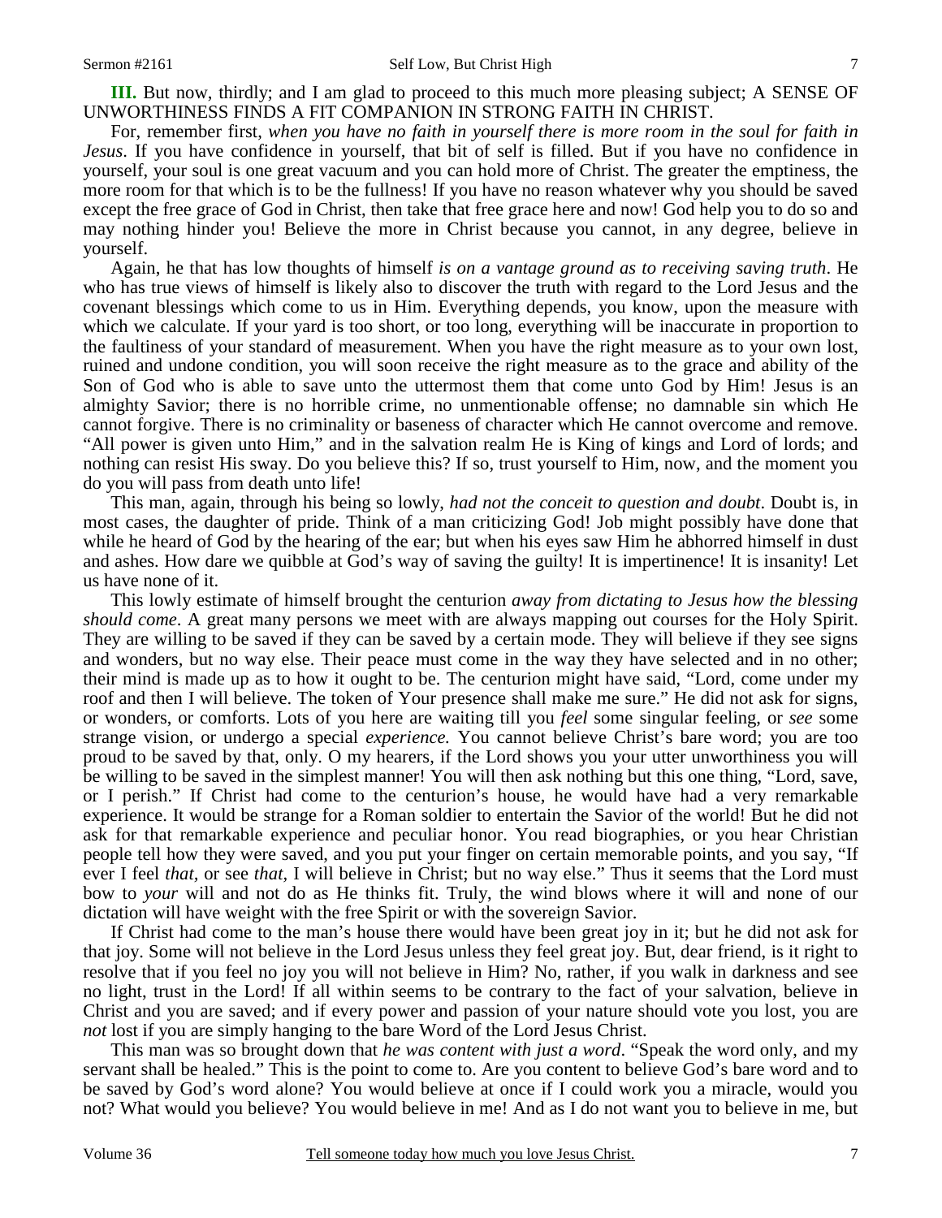**III.** But now, thirdly; and I am glad to proceed to this much more pleasing subject; A SENSE OF UNWORTHINESS FINDS A FIT COMPANION IN STRONG FAITH IN CHRIST.

For, remember first, *when you have no faith in yourself there is more room in the soul for faith in Jesus*. If you have confidence in yourself, that bit of self is filled. But if you have no confidence in yourself, your soul is one great vacuum and you can hold more of Christ. The greater the emptiness, the more room for that which is to be the fullness! If you have no reason whatever why you should be saved except the free grace of God in Christ, then take that free grace here and now! God help you to do so and may nothing hinder you! Believe the more in Christ because you cannot, in any degree, believe in yourself.

Again, he that has low thoughts of himself *is on a vantage ground as to receiving saving truth*. He who has true views of himself is likely also to discover the truth with regard to the Lord Jesus and the covenant blessings which come to us in Him. Everything depends, you know, upon the measure with which we calculate. If your yard is too short, or too long, everything will be inaccurate in proportion to the faultiness of your standard of measurement. When you have the right measure as to your own lost, ruined and undone condition, you will soon receive the right measure as to the grace and ability of the Son of God who is able to save unto the uttermost them that come unto God by Him! Jesus is an almighty Savior; there is no horrible crime, no unmentionable offense; no damnable sin which He cannot forgive. There is no criminality or baseness of character which He cannot overcome and remove. "All power is given unto Him," and in the salvation realm He is King of kings and Lord of lords; and nothing can resist His sway. Do you believe this? If so, trust yourself to Him, now, and the moment you do you will pass from death unto life!

This man, again, through his being so lowly, *had not the conceit to question and doubt*. Doubt is, in most cases, the daughter of pride. Think of a man criticizing God! Job might possibly have done that while he heard of God by the hearing of the ear; but when his eyes saw Him he abhorred himself in dust and ashes. How dare we quibble at God's way of saving the guilty! It is impertinence! It is insanity! Let us have none of it.

This lowly estimate of himself brought the centurion *away from dictating to Jesus how the blessing should come*. A great many persons we meet with are always mapping out courses for the Holy Spirit. They are willing to be saved if they can be saved by a certain mode. They will believe if they see signs and wonders, but no way else. Their peace must come in the way they have selected and in no other; their mind is made up as to how it ought to be. The centurion might have said, "Lord, come under my roof and then I will believe. The token of Your presence shall make me sure." He did not ask for signs, or wonders, or comforts. Lots of you here are waiting till you *feel* some singular feeling, or *see* some strange vision, or undergo a special *experience.* You cannot believe Christ's bare word; you are too proud to be saved by that, only. O my hearers, if the Lord shows you your utter unworthiness you will be willing to be saved in the simplest manner! You will then ask nothing but this one thing, "Lord, save, or I perish." If Christ had come to the centurion's house, he would have had a very remarkable experience. It would be strange for a Roman soldier to entertain the Savior of the world! But he did not ask for that remarkable experience and peculiar honor. You read biographies, or you hear Christian people tell how they were saved, and you put your finger on certain memorable points, and you say, "If ever I feel *that*, or see *that*, I will believe in Christ; but no way else." Thus it seems that the Lord must bow to *your* will and not do as He thinks fit. Truly, the wind blows where it will and none of our dictation will have weight with the free Spirit or with the sovereign Savior.

If Christ had come to the man's house there would have been great joy in it; but he did not ask for that joy. Some will not believe in the Lord Jesus unless they feel great joy. But, dear friend, is it right to resolve that if you feel no joy you will not believe in Him? No, rather, if you walk in darkness and see no light, trust in the Lord! If all within seems to be contrary to the fact of your salvation, believe in Christ and you are saved; and if every power and passion of your nature should vote you lost, you are *not* lost if you are simply hanging to the bare Word of the Lord Jesus Christ.

This man was so brought down that *he was content with just a word*. "Speak the word only, and my servant shall be healed." This is the point to come to. Are you content to believe God's bare word and to be saved by God's word alone? You would believe at once if I could work you a miracle, would you not? What would you believe? You would believe in me! And as I do not want you to believe in me, but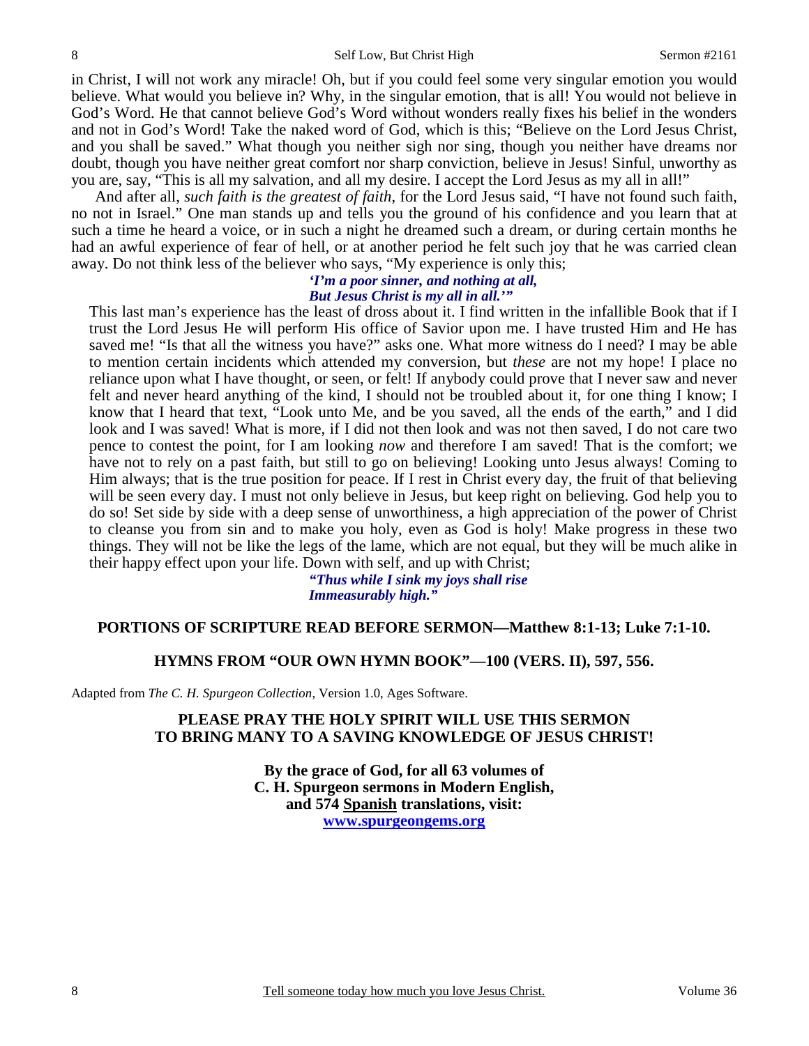in Christ, I will not work any miracle! Oh, but if you could feel some very singular emotion you would believe. What would you believe in? Why, in the singular emotion, that is all! You would not believe in God's Word. He that cannot believe God's Word without wonders really fixes his belief in the wonders and not in God's Word! Take the naked word of God, which is this; "Believe on the Lord Jesus Christ, and you shall be saved." What though you neither sigh nor sing, though you neither have dreams nor doubt, though you have neither great comfort nor sharp conviction, believe in Jesus! Sinful, unworthy as you are, say, "This is all my salvation, and all my desire. I accept the Lord Jesus as my all in all!"

And after all, *such faith is the greatest of faith*, for the Lord Jesus said, "I have not found such faith, no not in Israel." One man stands up and tells you the ground of his confidence and you learn that at such a time he heard a voice, or in such a night he dreamed such a dream, or during certain months he had an awful experience of fear of hell, or at another period he felt such joy that he was carried clean away. Do not think less of the believer who says, "My experience is only this;

> ***'I'm a poor sinner, and nothing at all,***
> ***But Jesus Christ is my all in all.'"***

This last man's experience has the least of dross about it. I find written in the infallible Book that if I trust the Lord Jesus He will perform His office of Savior upon me. I have trusted Him and He has saved me! "Is that all the witness you have?" asks one. What more witness do I need? I may be able to mention certain incidents which attended my conversion, but *these* are not my hope! I place no reliance upon what I have thought, or seen, or felt! If anybody could prove that I never saw and never felt and never heard anything of the kind, I should not be troubled about it, for one thing I know; I know that I heard that text, "Look unto Me, and be you saved, all the ends of the earth," and I did look and I was saved! What is more, if I did not then look and was not then saved, I do not care two pence to contest the point, for I am looking *now* and therefore I am saved! That is the comfort; we have not to rely on a past faith, but still to go on believing! Looking unto Jesus always! Coming to Him always; that is the true position for peace. If I rest in Christ every day, the fruit of that believing will be seen every day. I must not only believe in Jesus, but keep right on believing. God help you to do so! Set side by side with a deep sense of unworthiness, a high appreciation of the power of Christ to cleanse you from sin and to make you holy, even as God is holy! Make progress in these two things. They will not be like the legs of the lame, which are not equal, but they will be much alike in their happy effect upon your life. Down with self, and up with Christ;

> ***"Thus while I sink my joys shall rise***
> ***Immeasurably high."***

**PORTIONS OF SCRIPTURE READ BEFORE SERMON—Matthew 8:1-13; Luke 7:1-10.**

**HYMNS FROM "OUR OWN HYMN BOOK"—100 (VERS. II), 597, 556.**

Adapted from *The C. H. Spurgeon Collection,* Version 1.0, Ages Software.

**PLEASE PRAY THE HOLY SPIRIT WILL USE THIS SERMON TO BRING MANY TO A SAVING KNOWLEDGE OF JESUS CHRIST!**

**By the grace of God, for all 63 volumes of C. H. Spurgeon sermons in Modern English, and 574 Spanish translations, visit: www.spurgeongems.org**